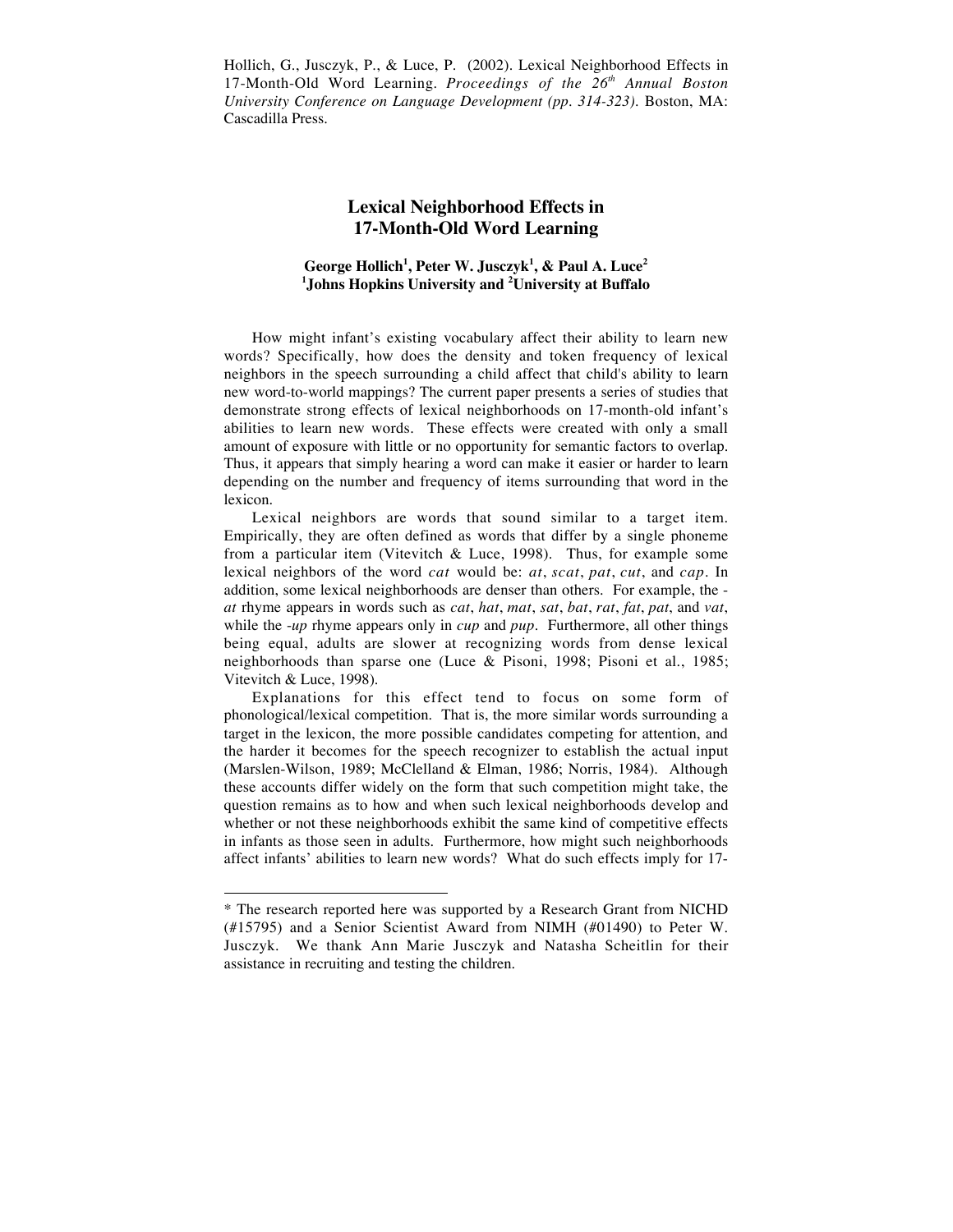Hollich, G., Jusczyk, P., & Luce, P. (2002). Lexical Neighborhood Effects in 17-Month-Old Word Learning. *Proceedings of the 26th Annual Boston University Conference on Language Development (pp. 314-323)*. Boston, MA: Cascadilla Press.

# Lexical Neighborhood Effects in 17-Month-Old Word Learning

**George Hollich[1], Peter W. Jusczyk[1], & Paul A. Luce[2]**
**[1]Johns Hopkins University and [2]University at Buffalo**

How might infant's existing vocabulary affect their ability to learn new words? Specifically, how does the density and token frequency of lexical neighbors in the speech surrounding a child affect that child's ability to learn new word-to-world mappings? The current paper presents a series of studies that demonstrate strong effects of lexical neighborhoods on 17-month-old infant's abilities to learn new words. These effects were created with only a small amount of exposure with little or no opportunity for semantic factors to overlap. Thus, it appears that simply hearing a word can make it easier or harder to learn depending on the number and frequency of items surrounding that word in the lexicon.

Lexical neighbors are words that sound similar to a target item. Empirically, they are often defined as words that differ by a single phoneme from a particular item (Vitevitch & Luce, 1998). Thus, for example some lexical neighbors of the word *cat* would be: *at*, *scat*, *pat*, *cut*, and *cap*. In addition, some lexical neighborhoods are denser than others. For example, the -*at* rhyme appears in words such as *cat*, *hat*, *mat*, *sat*, *bat*, *rat*, *fat*, *pat*, and *vat*, while the -*up* rhyme appears only in *cup* and *pup*. Furthermore, all other things being equal, adults are slower at recognizing words from dense lexical neighborhoods than sparse one (Luce & Pisoni, 1998; Pisoni et al., 1985; Vitevitch & Luce, 1998).

Explanations for this effect tend to focus on some form of phonological/lexical competition. That is, the more similar words surrounding a target in the lexicon, the more possible candidates competing for attention, and the harder it becomes for the speech recognizer to establish the actual input (Marslen-Wilson, 1989; McClelland & Elman, 1986; Norris, 1984). Although these accounts differ widely on the form that such competition might take, the question remains as to how and when such lexical neighborhoods develop and whether or not these neighborhoods exhibit the same kind of competitive effects in infants as those seen in adults. Furthermore, how might such neighborhoods affect infants' abilities to learn new words? What do such effects imply for 17-

---

* The research reported here was supported by a Research Grant from NICHD (#15795) and a Senior Scientist Award from NIMH (#01490) to Peter W. Jusczyk. We thank Ann Marie Jusczyk and Natasha Scheitlin for their assistance in recruiting and testing the children.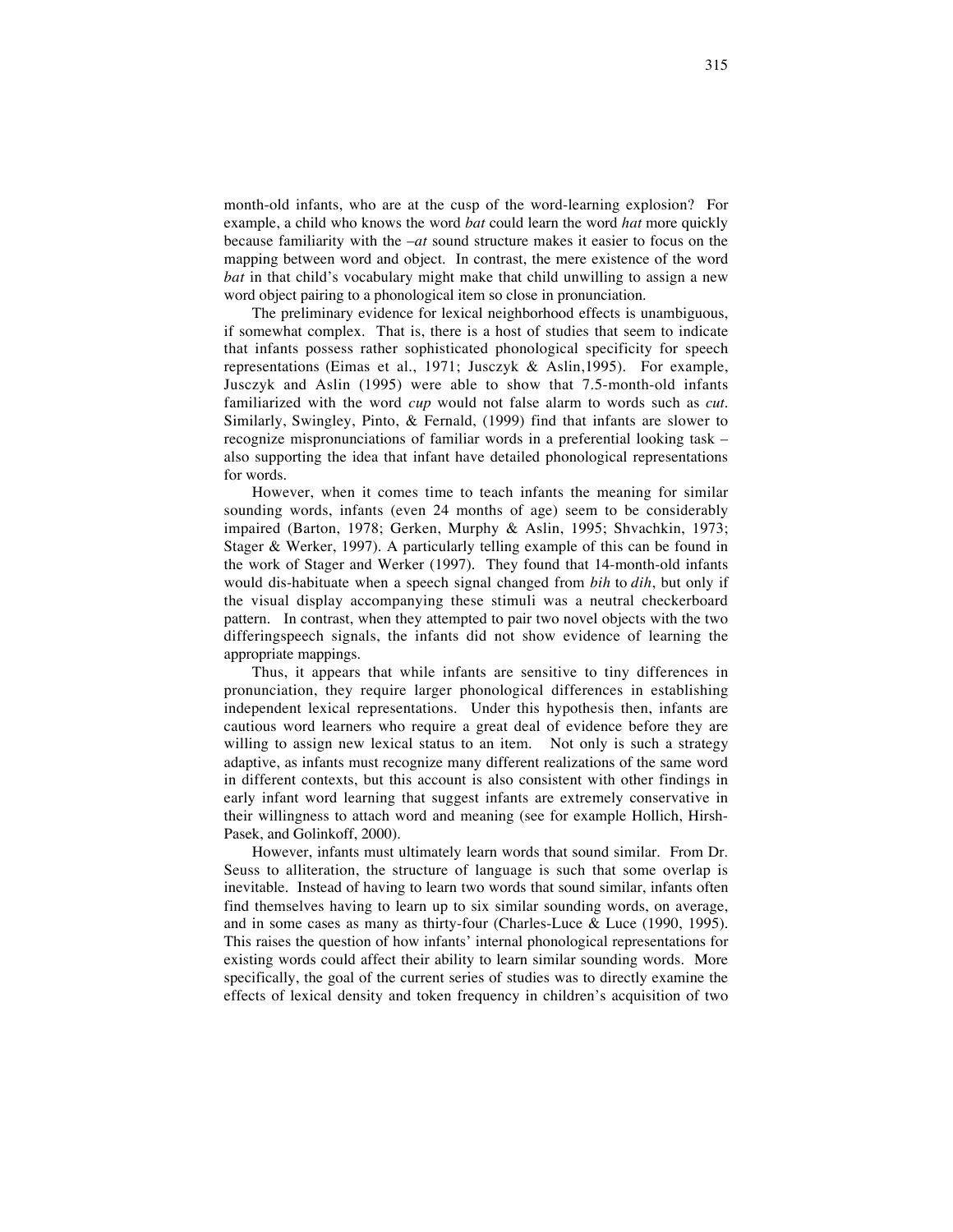month-old infants, who are at the cusp of the word-learning explosion? For example, a child who knows the word *bat* could learn the word *hat* more quickly because familiarity with the *–at* sound structure makes it easier to focus on the mapping between word and object. In contrast, the mere existence of the word *bat* in that child's vocabulary might make that child unwilling to assign a new word object pairing to a phonological item so close in pronunciation.

The preliminary evidence for lexical neighborhood effects is unambiguous, if somewhat complex. That is, there is a host of studies that seem to indicate that infants possess rather sophisticated phonological specificity for speech representations (Eimas et al., 1971; Jusczyk & Aslin,1995). For example, Jusczyk and Aslin (1995) were able to show that 7.5-month-old infants familiarized with the word *cup* would not false alarm to words such as *cut*. Similarly, Swingley, Pinto, & Fernald, (1999) find that infants are slower to recognize mispronunciations of familiar words in a preferential looking task – also supporting the idea that infant have detailed phonological representations for words.

However, when it comes time to teach infants the meaning for similar sounding words, infants (even 24 months of age) seem to be considerably impaired (Barton, 1978; Gerken, Murphy & Aslin, 1995; Shvachkin, 1973; Stager & Werker, 1997). A particularly telling example of this can be found in the work of Stager and Werker (1997). They found that 14-month-old infants would dis-habituate when a speech signal changed from *bih* to *dih*, but only if the visual display accompanying these stimuli was a neutral checkerboard pattern. In contrast, when they attempted to pair two novel objects with the two differingspeech signals, the infants did not show evidence of learning the appropriate mappings.

Thus, it appears that while infants are sensitive to tiny differences in pronunciation, they require larger phonological differences in establishing independent lexical representations. Under this hypothesis then, infants are cautious word learners who require a great deal of evidence before they are willing to assign new lexical status to an item. Not only is such a strategy adaptive, as infants must recognize many different realizations of the same word in different contexts, but this account is also consistent with other findings in early infant word learning that suggest infants are extremely conservative in their willingness to attach word and meaning (see for example Hollich, Hirsh-Pasek, and Golinkoff, 2000).

However, infants must ultimately learn words that sound similar. From Dr. Seuss to alliteration, the structure of language is such that some overlap is inevitable. Instead of having to learn two words that sound similar, infants often find themselves having to learn up to six similar sounding words, on average, and in some cases as many as thirty-four (Charles-Luce & Luce (1990, 1995). This raises the question of how infants' internal phonological representations for existing words could affect their ability to learn similar sounding words. More specifically, the goal of the current series of studies was to directly examine the effects of lexical density and token frequency in children's acquisition of two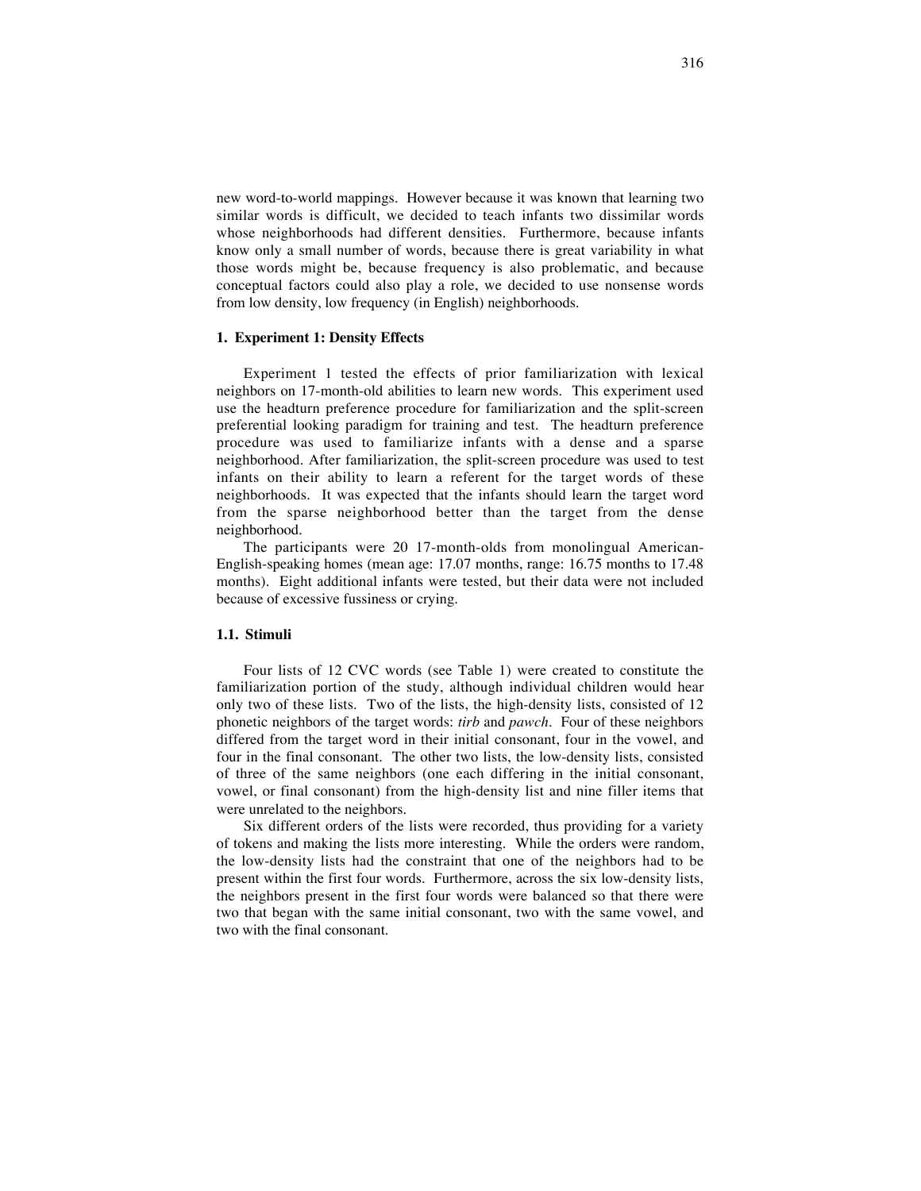new word-to-world mappings. However because it was known that learning two similar words is difficult, we decided to teach infants two dissimilar words whose neighborhoods had different densities. Furthermore, because infants know only a small number of words, because there is great variability in what those words might be, because frequency is also problematic, and because conceptual factors could also play a role, we decided to use nonsense words from low density, low frequency (in English) neighborhoods.

## 1. Experiment 1: Density Effects

Experiment 1 tested the effects of prior familiarization with lexical neighbors on 17-month-old abilities to learn new words. This experiment used use the headturn preference procedure for familiarization and the split-screen preferential looking paradigm for training and test. The headturn preference procedure was used to familiarize infants with a dense and a sparse neighborhood. After familiarization, the split-screen procedure was used to test infants on their ability to learn a referent for the target words of these neighborhoods. It was expected that the infants should learn the target word from the sparse neighborhood better than the target from the dense neighborhood.

The participants were 20 17-month-olds from monolingual American-English-speaking homes (mean age: 17.07 months, range: 16.75 months to 17.48 months). Eight additional infants were tested, but their data were not included because of excessive fussiness or crying.

### 1.1. Stimuli

Four lists of 12 CVC words (see Table 1) were created to constitute the familiarization portion of the study, although individual children would hear only two of these lists. Two of the lists, the high-density lists, consisted of 12 phonetic neighbors of the target words: *tirb* and *pawch*. Four of these neighbors differed from the target word in their initial consonant, four in the vowel, and four in the final consonant. The other two lists, the low-density lists, consisted of three of the same neighbors (one each differing in the initial consonant, vowel, or final consonant) from the high-density list and nine filler items that were unrelated to the neighbors.

Six different orders of the lists were recorded, thus providing for a variety of tokens and making the lists more interesting. While the orders were random, the low-density lists had the constraint that one of the neighbors had to be present within the first four words. Furthermore, across the six low-density lists, the neighbors present in the first four words were balanced so that there were two that began with the same initial consonant, two with the same vowel, and two with the final consonant.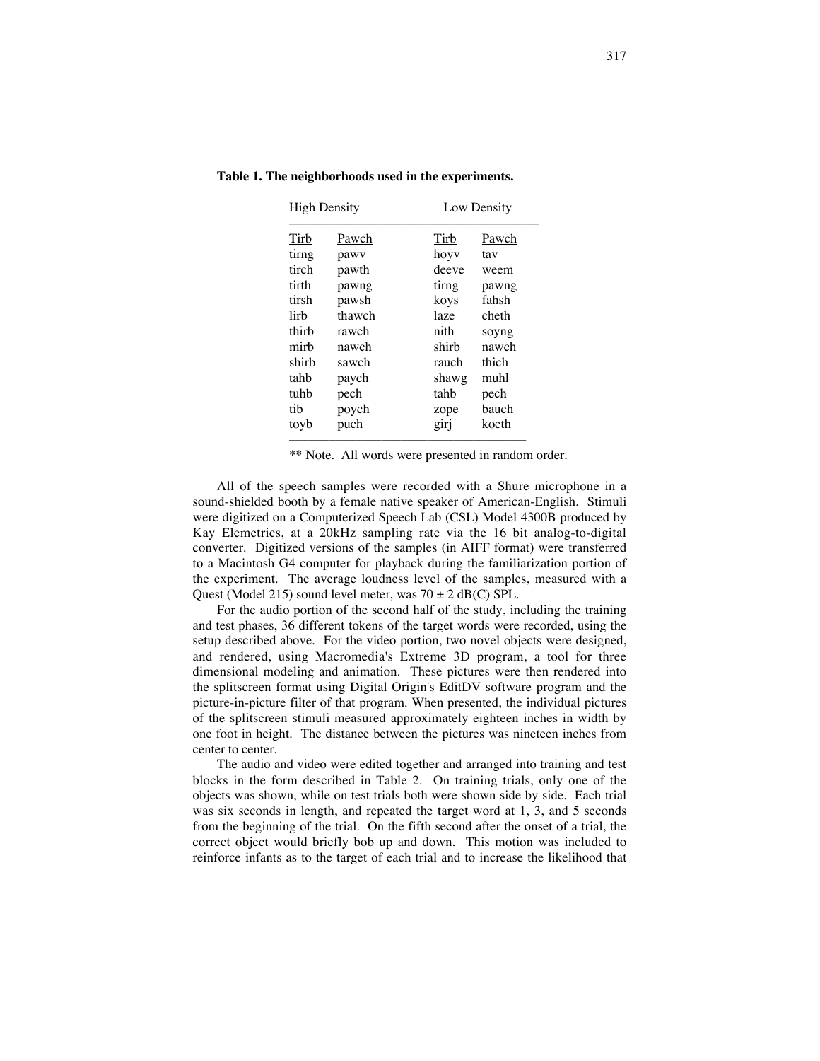**Table 1. The neighborhoods used in the experiments.**

| High Density | | Low Density | |
|---|---|---|---|
| Tirb | Pawch | Tirb | Pawch |
| tirng | pawv | hoyv | tav |
| tirch | pawth | deeve | weem |
| tirth | pawng | tirng | pawng |
| tirsh | pawsh | koys | fahsh |
| lirb | thawch | laze | cheth |
| thirb | rawch | nith | soyng |
| mirb | nawch | shirb | nawch |
| shirb | sawch | rauch | thich |
| tahb | paych | shawg | muhl |
| tuhb | pech | tahb | pech |
| tib | poych | zope | bauch |
| toyb | puch | girj | koeth |

** Note. All words were presented in random order.

All of the speech samples were recorded with a Shure microphone in a sound-shielded booth by a female native speaker of American-English. Stimuli were digitized on a Computerized Speech Lab (CSL) Model 4300B produced by Kay Elemetrics, at a 20kHz sampling rate via the 16 bit analog-to-digital converter. Digitized versions of the samples (in AIFF format) were transferred to a Macintosh G4 computer for playback during the familiarization portion of the experiment. The average loudness level of the samples, measured with a Quest (Model 215) sound level meter, was 70 ± 2 dB(C) SPL.

For the audio portion of the second half of the study, including the training and test phases, 36 different tokens of the target words were recorded, using the setup described above. For the video portion, two novel objects were designed, and rendered, using Macromedia's Extreme 3D program, a tool for three dimensional modeling and animation. These pictures were then rendered into the splitscreen format using Digital Origin's EditDV software program and the picture-in-picture filter of that program. When presented, the individual pictures of the splitscreen stimuli measured approximately eighteen inches in width by one foot in height. The distance between the pictures was nineteen inches from center to center.

The audio and video were edited together and arranged into training and test blocks in the form described in Table 2. On training trials, only one of the objects was shown, while on test trials both were shown side by side. Each trial was six seconds in length, and repeated the target word at 1, 3, and 5 seconds from the beginning of the trial. On the fifth second after the onset of a trial, the correct object would briefly bob up and down. This motion was included to reinforce infants as to the target of each trial and to increase the likelihood that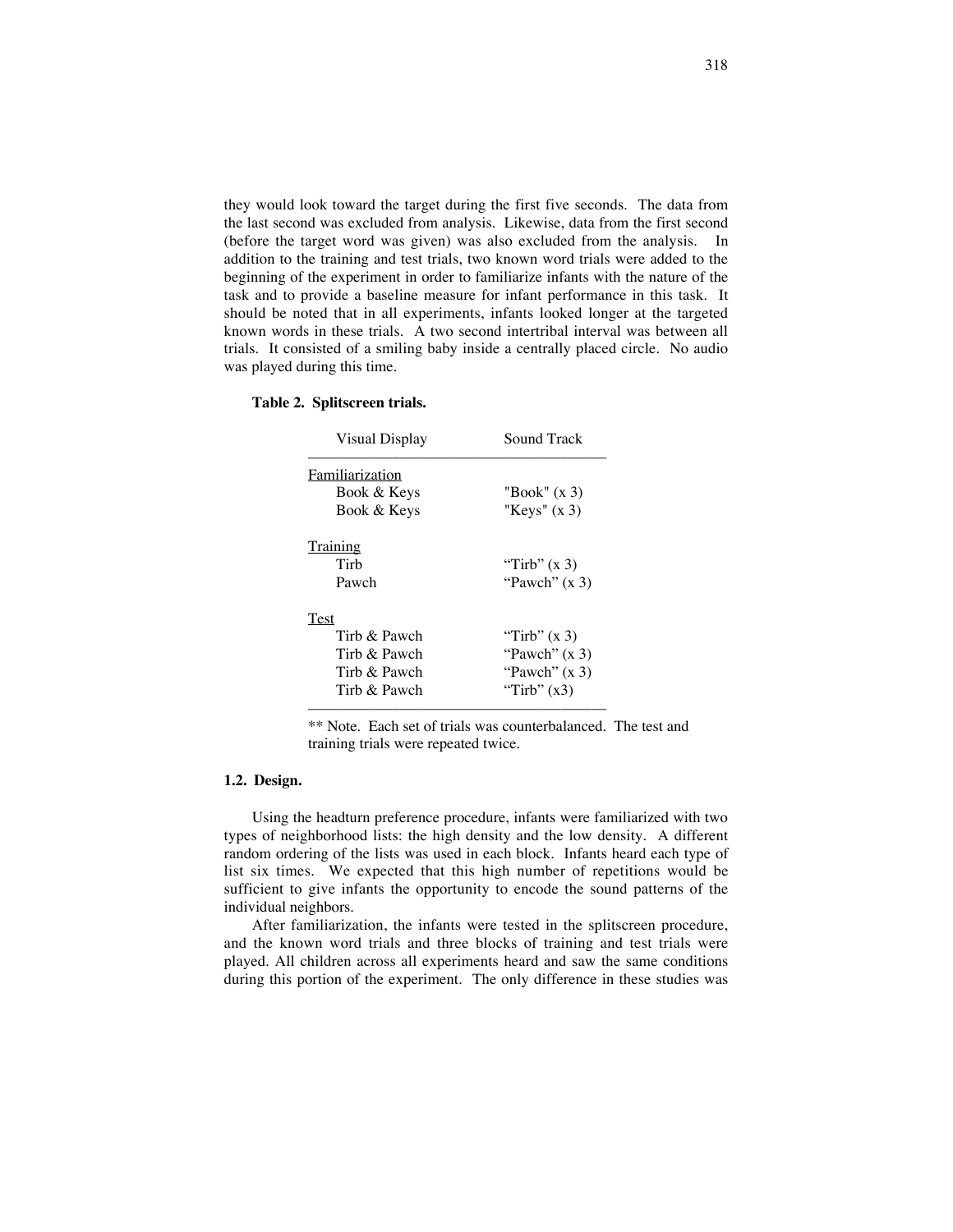they would look toward the target during the first five seconds. The data from the last second was excluded from analysis. Likewise, data from the first second (before the target word was given) was also excluded from the analysis. In addition to the training and test trials, two known word trials were added to the beginning of the experiment in order to familiarize infants with the nature of the task and to provide a baseline measure for infant performance in this task. It should be noted that in all experiments, infants looked longer at the targeted known words in these trials. A two second intertribal interval was between all trials. It consisted of a smiling baby inside a centrally placed circle. No audio was played during this time.

**Table 2. Splitscreen trials.**

| Visual Display | Sound Track |
|---|---|
| <u>Familiarization</u> | |
| Book & Keys | "Book" (x 3) |
| Book & Keys | "Keys" (x 3) |
| <u>Training</u> | |
| Tirb | "Tirb" (x 3) |
| Pawch | "Pawch" (x 3) |
| <u>Test</u> | |
| Tirb & Pawch | "Tirb" (x 3) |
| Tirb & Pawch | "Pawch" (x 3) |
| Tirb & Pawch | "Pawch" (x 3) |
| Tirb & Pawch | "Tirb" (x3) |

** Note. Each set of trials was counterbalanced. The test and training trials were repeated twice.

### 1.2. Design.

Using the headturn preference procedure, infants were familiarized with two types of neighborhood lists: the high density and the low density. A different random ordering of the lists was used in each block. Infants heard each type of list six times. We expected that this high number of repetitions would be sufficient to give infants the opportunity to encode the sound patterns of the individual neighbors.

After familiarization, the infants were tested in the splitscreen procedure, and the known word trials and three blocks of training and test trials were played. All children across all experiments heard and saw the same conditions during this portion of the experiment. The only difference in these studies was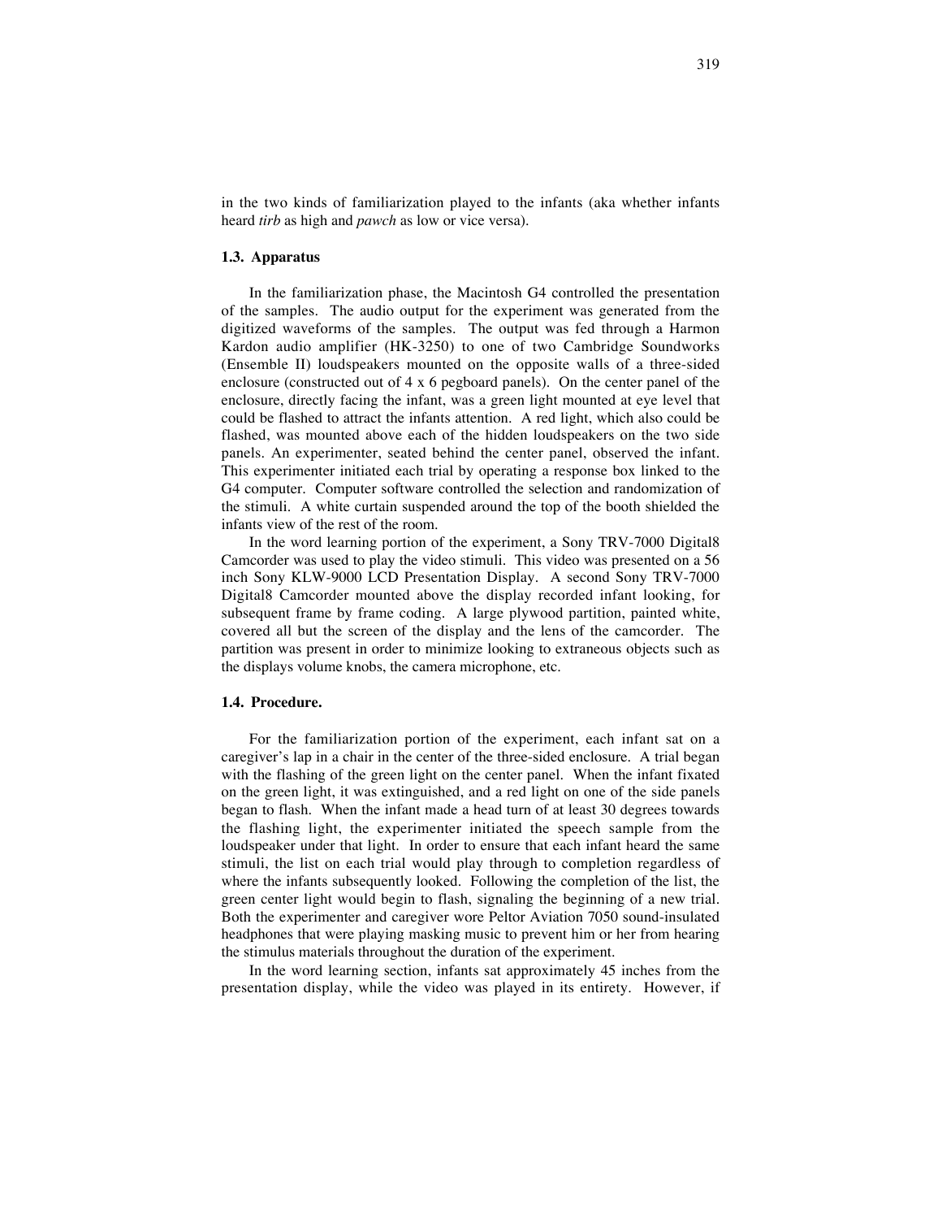in the two kinds of familiarization played to the infants (aka whether infants heard *tirb* as high and *pawch* as low or vice versa).

### 1.3. Apparatus

In the familiarization phase, the Macintosh G4 controlled the presentation of the samples. The audio output for the experiment was generated from the digitized waveforms of the samples. The output was fed through a Harmon Kardon audio amplifier (HK-3250) to one of two Cambridge Soundworks (Ensemble II) loudspeakers mounted on the opposite walls of a three-sided enclosure (constructed out of 4 x 6 pegboard panels). On the center panel of the enclosure, directly facing the infant, was a green light mounted at eye level that could be flashed to attract the infants attention. A red light, which also could be flashed, was mounted above each of the hidden loudspeakers on the two side panels. An experimenter, seated behind the center panel, observed the infant. This experimenter initiated each trial by operating a response box linked to the G4 computer. Computer software controlled the selection and randomization of the stimuli. A white curtain suspended around the top of the booth shielded the infants view of the rest of the room.

In the word learning portion of the experiment, a Sony TRV-7000 Digital8 Camcorder was used to play the video stimuli. This video was presented on a 56 inch Sony KLW-9000 LCD Presentation Display. A second Sony TRV-7000 Digital8 Camcorder mounted above the display recorded infant looking, for subsequent frame by frame coding. A large plywood partition, painted white, covered all but the screen of the display and the lens of the camcorder. The partition was present in order to minimize looking to extraneous objects such as the displays volume knobs, the camera microphone, etc.

### 1.4. Procedure.

For the familiarization portion of the experiment, each infant sat on a caregiver's lap in a chair in the center of the three-sided enclosure. A trial began with the flashing of the green light on the center panel. When the infant fixated on the green light, it was extinguished, and a red light on one of the side panels began to flash. When the infant made a head turn of at least 30 degrees towards the flashing light, the experimenter initiated the speech sample from the loudspeaker under that light. In order to ensure that each infant heard the same stimuli, the list on each trial would play through to completion regardless of where the infants subsequently looked. Following the completion of the list, the green center light would begin to flash, signaling the beginning of a new trial. Both the experimenter and caregiver wore Peltor Aviation 7050 sound-insulated headphones that were playing masking music to prevent him or her from hearing the stimulus materials throughout the duration of the experiment.

In the word learning section, infants sat approximately 45 inches from the presentation display, while the video was played in its entirety. However, if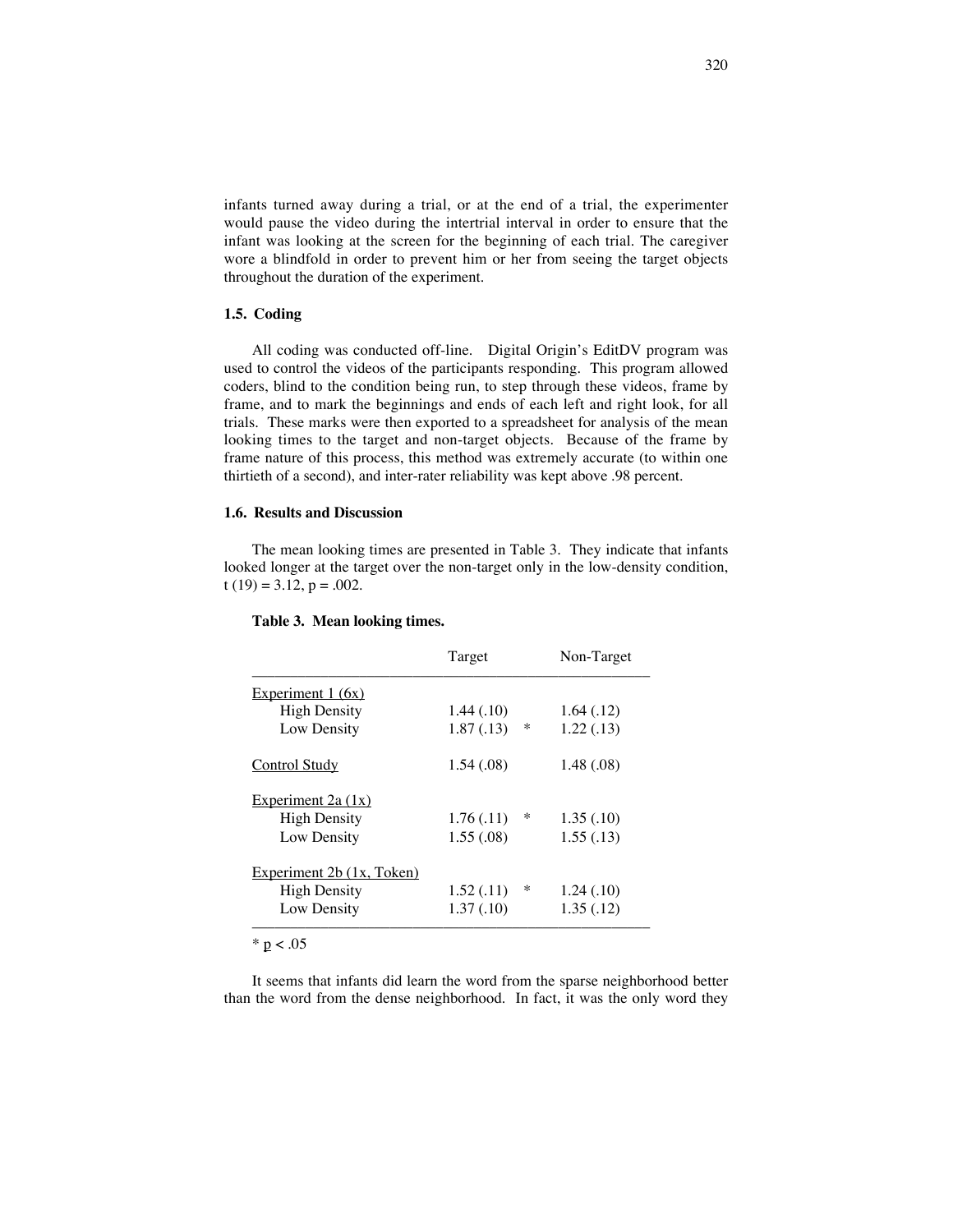infants turned away during a trial, or at the end of a trial, the experimenter would pause the video during the intertrial interval in order to ensure that the infant was looking at the screen for the beginning of each trial. The caregiver wore a blindfold in order to prevent him or her from seeing the target objects throughout the duration of the experiment.

### 1.5. Coding

All coding was conducted off-line. Digital Origin's EditDV program was used to control the videos of the participants responding. This program allowed coders, blind to the condition being run, to step through these videos, frame by frame, and to mark the beginnings and ends of each left and right look, for all trials. These marks were then exported to a spreadsheet for analysis of the mean looking times to the target and non-target objects. Because of the frame by frame nature of this process, this method was extremely accurate (to within one thirtieth of a second), and inter-rater reliability was kept above .98 percent.

### 1.6. Results and Discussion

The mean looking times are presented in Table 3. They indicate that infants looked longer at the target over the non-target only in the low-density condition, $t(19) = 3.12$, $p = .002$.

**Table 3. Mean looking times.**

| | Target | | Non-Target |
|---|---|---|---|
| Experiment 1 (6x) | | | |
| High Density | 1.44 (.10) | | 1.64 (.12) |
| Low Density | 1.87 (.13) | * | 1.22 (.13) |
| Control Study | 1.54 (.08) | | 1.48 (.08) |
| Experiment 2a (1x) | | | |
| High Density | 1.76 (.11) | * | 1.35 (.10) |
| Low Density | 1.55 (.08) | | 1.55 (.13) |
| Experiment 2b (1x, Token) | | | |
| High Density | 1.52 (.11) | * | 1.24 (.10) |
| Low Density | 1.37 (.10) | | 1.35 (.12) |

* $p < .05$

It seems that infants did learn the word from the sparse neighborhood better than the word from the dense neighborhood. In fact, it was the only word they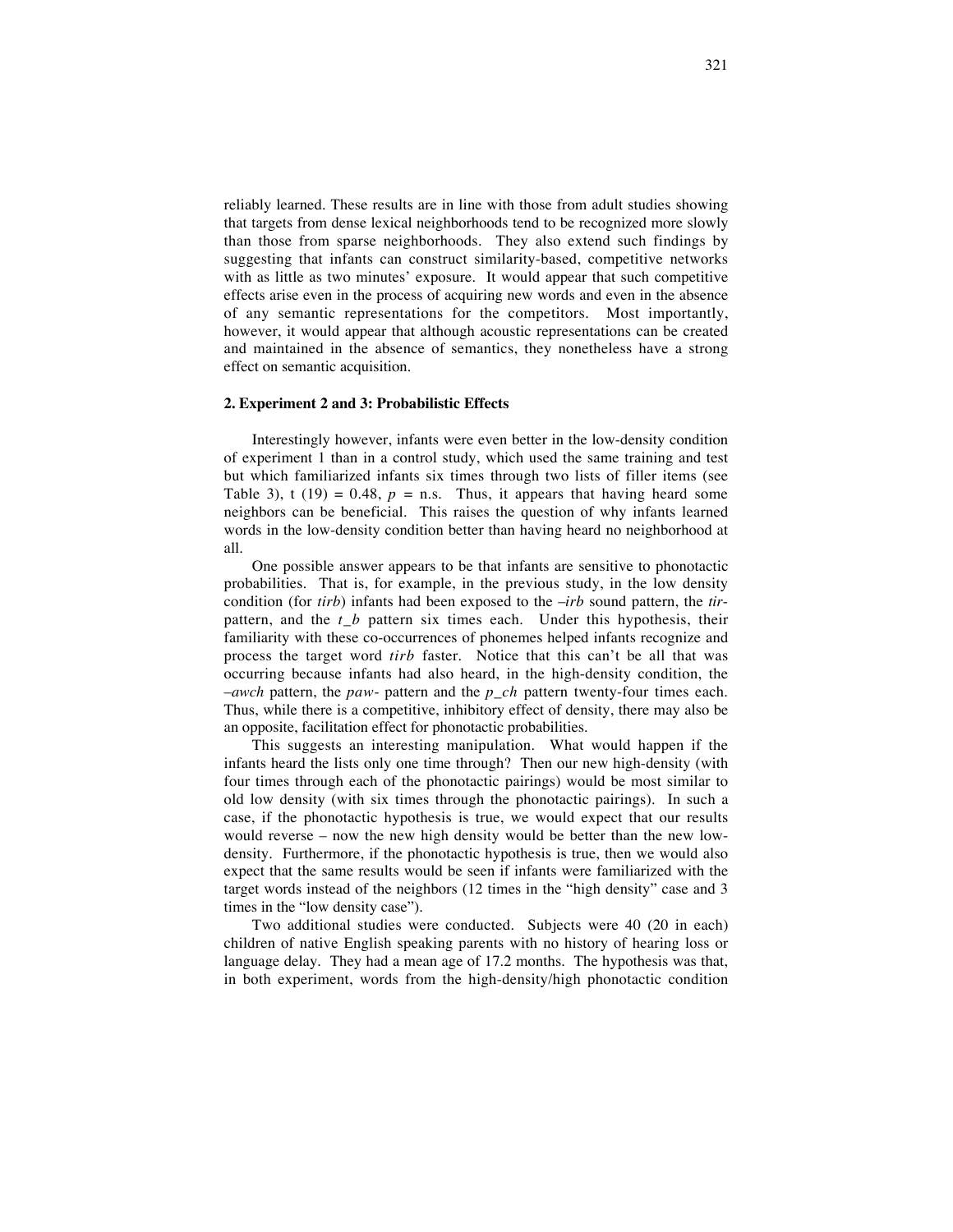reliably learned. These results are in line with those from adult studies showing that targets from dense lexical neighborhoods tend to be recognized more slowly than those from sparse neighborhoods. They also extend such findings by suggesting that infants can construct similarity-based, competitive networks with as little as two minutes' exposure. It would appear that such competitive effects arise even in the process of acquiring new words and even in the absence of any semantic representations for the competitors. Most importantly, however, it would appear that although acoustic representations can be created and maintained in the absence of semantics, they nonetheless have a strong effect on semantic acquisition.

## 2. Experiment 2 and 3: Probabilistic Effects

Interestingly however, infants were even better in the low-density condition of experiment 1 than in a control study, which used the same training and test but which familiarized infants six times through two lists of filler items (see Table 3), $t\ (19) = 0.48$, $p$ = n.s. Thus, it appears that having heard some neighbors can be beneficial. This raises the question of why infants learned words in the low-density condition better than having heard no neighborhood at all.

One possible answer appears to be that infants are sensitive to phonotactic probabilities. That is, for example, in the previous study, in the low density condition (for *tirb*) infants had been exposed to the *–irb* sound pattern, the *tir-* pattern, and the *t_b* pattern six times each. Under this hypothesis, their familiarity with these co-occurrences of phonemes helped infants recognize and process the target word *tirb* faster. Notice that this can't be all that was occurring because infants had also heard, in the high-density condition, the *–awch* pattern, the *paw-* pattern and the *p_ch* pattern twenty-four times each. Thus, while there is a competitive, inhibitory effect of density, there may also be an opposite, facilitation effect for phonotactic probabilities.

This suggests an interesting manipulation. What would happen if the infants heard the lists only one time through? Then our new high-density (with four times through each of the phonotactic pairings) would be most similar to old low density (with six times through the phonotactic pairings). In such a case, if the phonotactic hypothesis is true, we would expect that our results would reverse – now the new high density would be better than the new low-density. Furthermore, if the phonotactic hypothesis is true, then we would also expect that the same results would be seen if infants were familiarized with the target words instead of the neighbors (12 times in the "high density" case and 3 times in the "low density case").

Two additional studies were conducted. Subjects were 40 (20 in each) children of native English speaking parents with no history of hearing loss or language delay. They had a mean age of 17.2 months. The hypothesis was that, in both experiment, words from the high-density/high phonotactic condition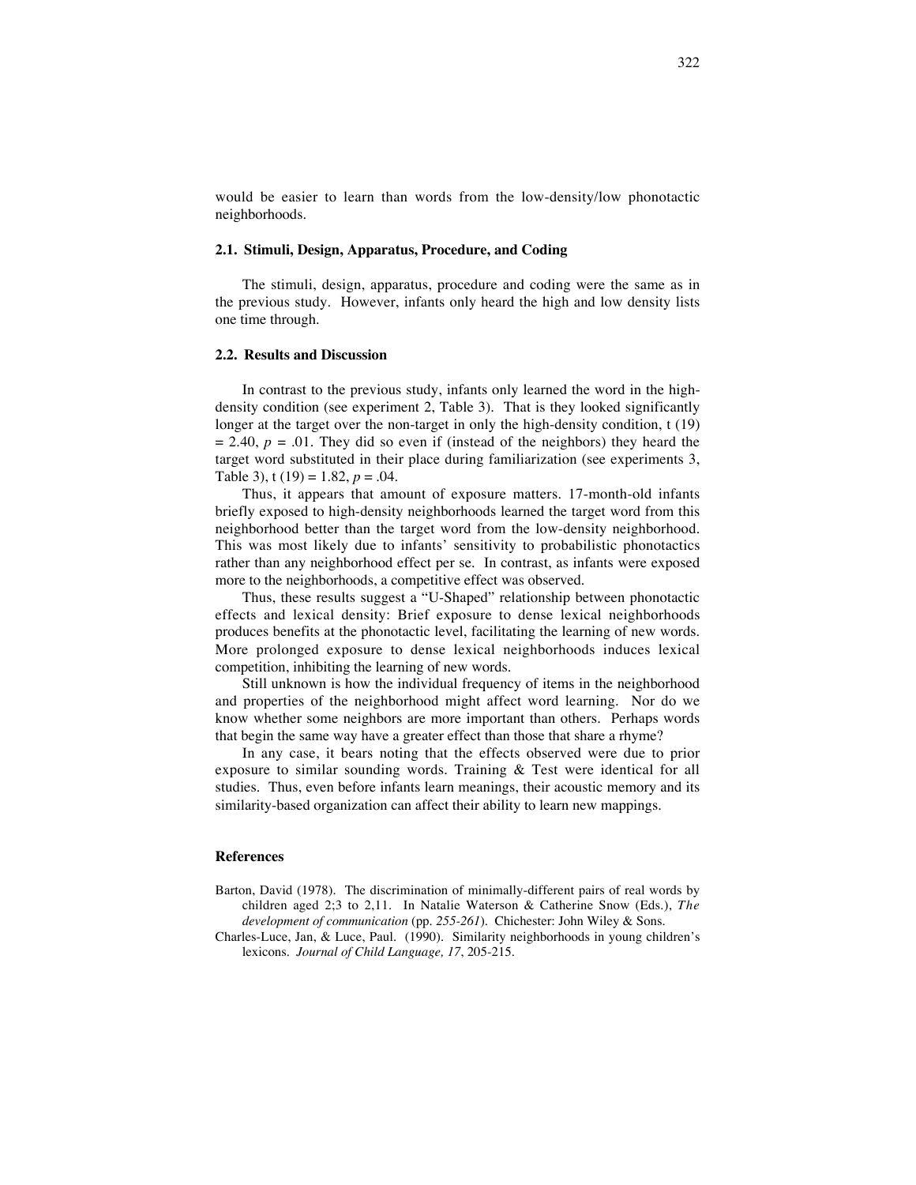would be easier to learn than words from the low-density/low phonotactic neighborhoods.

### 2.1. Stimuli, Design, Apparatus, Procedure, and Coding

The stimuli, design, apparatus, procedure and coding were the same as in the previous study. However, infants only heard the high and low density lists one time through.

### 2.2. Results and Discussion

In contrast to the previous study, infants only learned the word in the high-density condition (see experiment 2, Table 3). That is they looked significantly longer at the target over the non-target in only the high-density condition, t (19) = 2.40, *p* = .01. They did so even if (instead of the neighbors) they heard the target word substituted in their place during familiarization (see experiments 3, Table 3), t (19) = 1.82, *p* = .04.

Thus, it appears that amount of exposure matters. 17-month-old infants briefly exposed to high-density neighborhoods learned the target word from this neighborhood better than the target word from the low-density neighborhood. This was most likely due to infants' sensitivity to probabilistic phonotactics rather than any neighborhood effect per se. In contrast, as infants were exposed more to the neighborhoods, a competitive effect was observed.

Thus, these results suggest a "U-Shaped" relationship between phonotactic effects and lexical density: Brief exposure to dense lexical neighborhoods produces benefits at the phonotactic level, facilitating the learning of new words. More prolonged exposure to dense lexical neighborhoods induces lexical competition, inhibiting the learning of new words.

Still unknown is how the individual frequency of items in the neighborhood and properties of the neighborhood might affect word learning. Nor do we know whether some neighbors are more important than others. Perhaps words that begin the same way have a greater effect than those that share a rhyme?

In any case, it bears noting that the effects observed were due to prior exposure to similar sounding words. Training & Test were identical for all studies. Thus, even before infants learn meanings, their acoustic memory and its similarity-based organization can affect their ability to learn new mappings.

### References

Barton, David (1978). The discrimination of minimally-different pairs of real words by children aged 2;3 to 2,11. In Natalie Waterson & Catherine Snow (Eds.), *The development of communication* (pp. *255-261*). Chichester: John Wiley & Sons.

Charles-Luce, Jan, & Luce, Paul. (1990). Similarity neighborhoods in young children's lexicons. *Journal of Child Language, 17*, 205-215.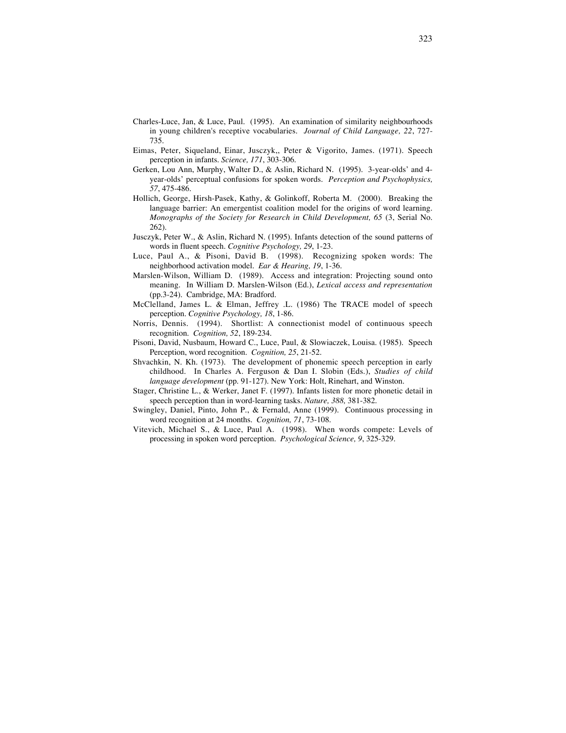Charles-Luce, Jan, & Luce, Paul. (1995). An examination of similarity neighbourhoods in young children's receptive vocabularies. *Journal of Child Language, 22*, 727-735.

Eimas, Peter, Siqueland, Einar, Jusczyk,, Peter & Vigorito, James. (1971). Speech perception in infants. *Science, 171*, 303-306.

Gerken, Lou Ann, Murphy, Walter D., & Aslin, Richard N. (1995). 3-year-olds' and 4-year-olds' perceptual confusions for spoken words. *Perception and Psychophysics, 57*, 475-486.

Hollich, George, Hirsh-Pasek, Kathy, & Golinkoff, Roberta M. (2000). Breaking the language barrier: An emergentist coalition model for the origins of word learning. *Monographs of the Society for Research in Child Development, 65* (3, Serial No. 262).

Jusczyk, Peter W., & Aslin, Richard N. (1995). Infants detection of the sound patterns of words in fluent speech. *Cognitive Psychology, 29*, 1-23.

Luce, Paul A., & Pisoni, David B. (1998). Recognizing spoken words: The neighborhood activation model. *Ear & Hearing, 19*, 1-36.

Marslen-Wilson, William D. (1989). Access and integration: Projecting sound onto meaning. In William D. Marslen-Wilson (Ed.), *Lexical access and representation* (pp.3-24). Cambridge, MA: Bradford.

McClelland, James L. & Elman, Jeffrey .L. (1986) The TRACE model of speech perception. *Cognitive Psychology, 18*, 1-86.

Norris, Dennis. (1994). Shortlist: A connectionist model of continuous speech recognition. *Cognition, 52*, 189-234.

Pisoni, David, Nusbaum, Howard C., Luce, Paul, & Slowiaczek, Louisa. (1985). Speech Perception, word recognition. *Cognition, 25*, 21-52.

Shvachkin, N. Kh. (1973). The development of phonemic speech perception in early childhood. In Charles A. Ferguson & Dan I. Slobin (Eds.), *Studies of child language development* (pp. 91-127). New York: Holt, Rinehart, and Winston.

Stager, Christine L., & Werker, Janet F. (1997). Infants listen for more phonetic detail in speech perception than in word-learning tasks. *Nature, 388,* 381-382.

Swingley, Daniel, Pinto, John P., & Fernald, Anne (1999). Continuous processing in word recognition at 24 months. *Cognition, 71*, 73-108.

Vitevich, Michael S., & Luce, Paul A. (1998). When words compete: Levels of processing in spoken word perception. *Psychological Science, 9*, 325-329.